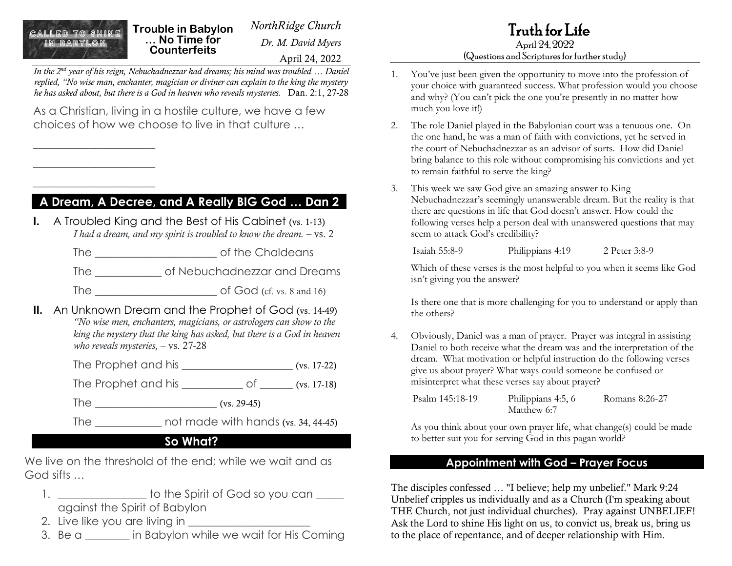CALLED TO SHINE IN BABYLON

**Trouble in Babylon … No Time for Counterfeits**

*NorthRidge Church*

*Dr. M. David Myers*

April 24, 2022

*In the 2nd year of his reign, Nebuchadnezzar had dreams; his mind was troubled … Daniel replied, "No wise man, enchanter, magician or diviner can explain to the king the mystery he has asked about, but there is a God in heaven who reveals mysteries.* Dan. 2:1, 27-28

As a Christian, living in a hostile culture, we have a few choices of how we choose to live in that culture …

______________________

______________________

______________________

## A Dream, A Decree, and A Really BIG God … Dan 2

**I.** A Troubled King and the Best of His Cabinet (vs. 1-13)
*I had a dream, and my spirit is troubled to know the dream.* – vs. 2

The ______________________ of the Chaldeans

The ____________ of Nebuchadnezzar and Dreams

The ______________________ of God (cf. vs. 8 and 16)

**II.** An Unknown Dream and the Prophet of God (vs. 14-49)
*"No wise men, enchanters, magicians, or astrologers can show to the king the mystery that the king has asked, but there is a God in heaven who reveals mysteries,* – vs. 27-28

The Prophet and his _____________________ (vs. 17-22)

The Prophet and his ___________ of ______ (vs. 17-18)

The ______________________ (vs. 29-45)

The ____________ not made with hands (vs. 34, 44-45)

## So What?

We live on the threshold of the end; while we wait and as God sifts …

1. ________________ to the Spirit of God so you can _____ against the Spirit of Babylon
2. Live like you are living in ______________________
3. Be a ________ in Babylon while we wait for His Coming

# Truth for Life

April 24, 2022
(Questions and Scriptures for further study)

1. You've just been given the opportunity to move into the profession of your choice with guaranteed success. What profession would you choose and why? (You can't pick the one you're presently in no matter how much you love it!)

2. The role Daniel played in the Babylonian court was a tenuous one. On the one hand, he was a man of faith with convictions, yet he served in the court of Nebuchadnezzar as an advisor of sorts. How did Daniel bring balance to this role without compromising his convictions and yet to remain faithful to serve the king?

3. This week we saw God give an amazing answer to King Nebuchadnezzar's seemingly unanswerable dream. But the reality is that there are questions in life that God doesn't answer. How could the following verses help a person deal with unanswered questions that may seem to attack God's credibility?

   Isaiah 55:8-9 Philippians 4:19 2 Peter 3:8-9

   Which of these verses is the most helpful to you when it seems like God isn't giving you the answer?

   Is there one that is more challenging for you to understand or apply than the others?

4. Obviously, Daniel was a man of prayer. Prayer was integral in assisting Daniel to both receive what the dream was and the interpretation of the dream. What motivation or helpful instruction do the following verses give us about prayer? What ways could someone be confused or misinterpret what these verses say about prayer?

   Psalm 145:18-19 Philippians 4:5, 6 Romans 8:26-27
   Matthew 6:7

   As you think about your own prayer life, what change(s) could be made to better suit you for serving God in this pagan world?

## Appointment with God – Prayer Focus

The disciples confessed … "I believe; help my unbelief." Mark 9:24
Unbelief cripples us individually and as a Church (I'm speaking about THE Church, not just individual churches). Pray against UNBELIEF! Ask the Lord to shine His light on us, to convict us, break us, bring us to the place of repentance, and of deeper relationship with Him.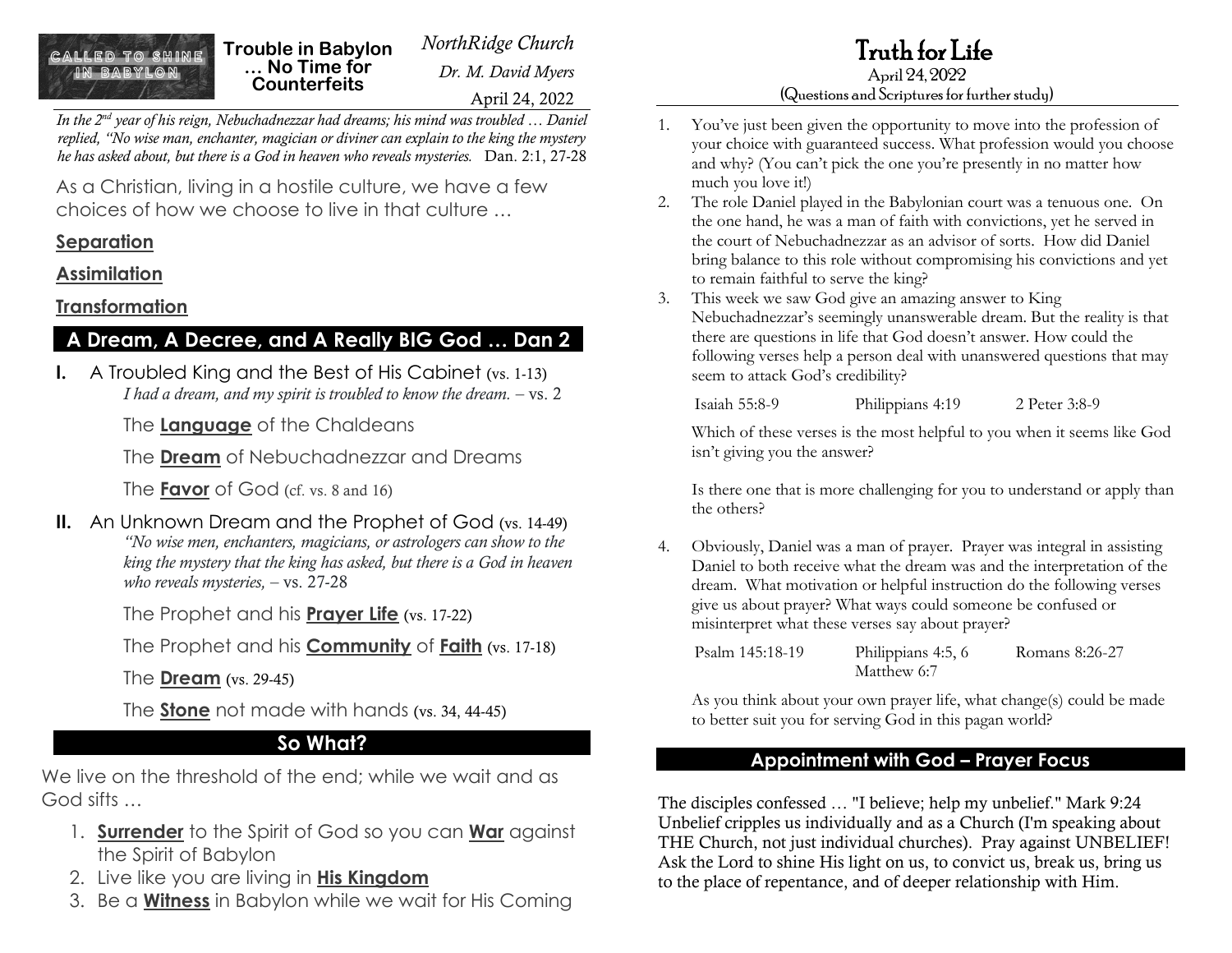CALLED TO SHINE IN BABYLON

**Trouble in Babylon … No Time for Counterfeits**

*NorthRidge Church*

*Dr. M. David Myers*

April 24, 2022

*In the 2nd year of his reign, Nebuchadnezzar had dreams; his mind was troubled … Daniel replied, "No wise man, enchanter, magician or diviner can explain to the king the mystery he has asked about, but there is a God in heaven who reveals mysteries.* Dan. 2:1, 27-28

As a Christian, living in a hostile culture, we have a few choices of how we choose to live in that culture …

**Separation**

**Assimilation**

**Transformation**

## A Dream, A Decree, and A Really BIG God … Dan 2

**I.** A Troubled King and the Best of His Cabinet (vs. 1-13)

*I had a dream, and my spirit is troubled to know the dream.* – vs. 2

The **Language** of the Chaldeans

The **Dream** of Nebuchadnezzar and Dreams

The **Favor** of God (cf. vs. 8 and 16)

**II.** An Unknown Dream and the Prophet of God (vs. 14-49)

*"No wise men, enchanters, magicians, or astrologers can show to the king the mystery that the king has asked, but there is a God in heaven who reveals mysteries,* – vs. 27-28

The Prophet and his **Prayer Life** (vs. 17-22)

The Prophet and his **Community** of **Faith** (vs. 17-18)

The **Dream** (vs. 29-45)

The **Stone** not made with hands (vs. 34, 44-45)

## So What?

We live on the threshold of the end; while we wait and as God sifts …

1. **Surrender** to the Spirit of God so you can **War** against the Spirit of Babylon
2. Live like you are living in **His Kingdom**
3. Be a **Witness** in Babylon while we wait for His Coming

# Truth for Life

April 24, 2022

(Questions and Scriptures for further study)

1. You've just been given the opportunity to move into the profession of your choice with guaranteed success. What profession would you choose and why? (You can't pick the one you're presently in no matter how much you love it!)
2. The role Daniel played in the Babylonian court was a tenuous one. On the one hand, he was a man of faith with convictions, yet he served in the court of Nebuchadnezzar as an advisor of sorts. How did Daniel bring balance to this role without compromising his convictions and yet to remain faithful to serve the king?
3. This week we saw God give an amazing answer to King Nebuchadnezzar's seemingly unanswerable dream. But the reality is that there are questions in life that God doesn't answer. How could the following verses help a person deal with unanswered questions that may seem to attack God's credibility?

   Isaiah 55:8-9 &nbsp;&nbsp;&nbsp; Philippians 4:19 &nbsp;&nbsp;&nbsp; 2 Peter 3:8-9

   Which of these verses is the most helpful to you when it seems like God isn't giving you the answer?

   Is there one that is more challenging for you to understand or apply than the others?

4. Obviously, Daniel was a man of prayer. Prayer was integral in assisting Daniel to both receive what the dream was and the interpretation of the dream. What motivation or helpful instruction do the following verses give us about prayer? What ways could someone be confused or misinterpret what these verses say about prayer?

   Psalm 145:18-19 &nbsp;&nbsp;&nbsp; Philippians 4:5, 6 &nbsp;&nbsp;&nbsp; Romans 8:26-27
   Matthew 6:7

   As you think about your own prayer life, what change(s) could be made to better suit you for serving God in this pagan world?

## Appointment with God – Prayer Focus

The disciples confessed … "I believe; help my unbelief." Mark 9:24 Unbelief cripples us individually and as a Church (I'm speaking about THE Church, not just individual churches). Pray against UNBELIEF! Ask the Lord to shine His light on us, to convict us, break us, bring us to the place of repentance, and of deeper relationship with Him.